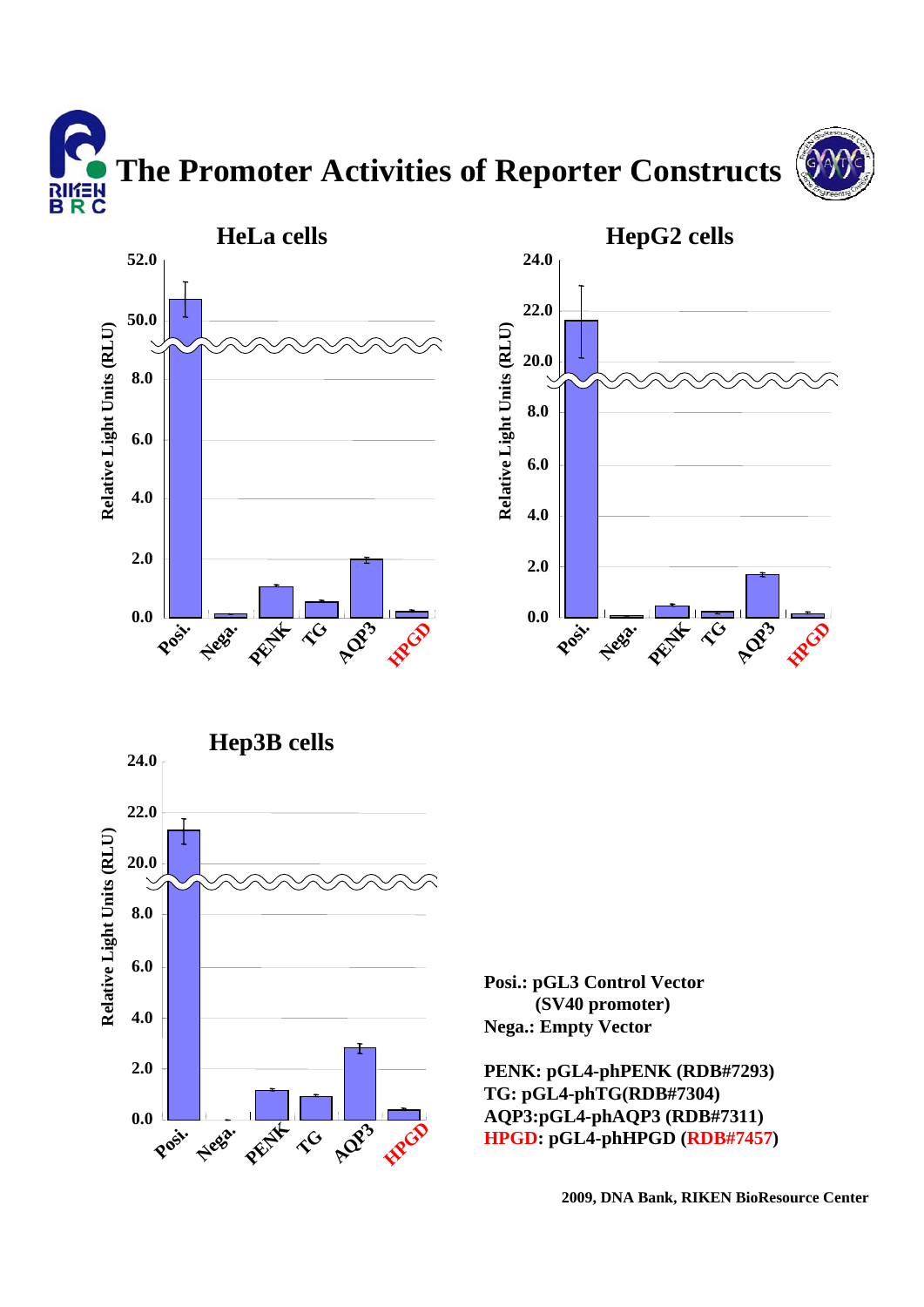# The Promoter Activities of Reporter Constructs

## HeLa cells

## HepG2 cells

## Hep3B cells

**Posi.: pGL3 Control Vector (SV40 promoter)**
**Nega.: Empty Vector**

**PENK: pGL4-phPENK (RDB#7293)**
**TG: pGL4-phTG(RDB#7304)**
**AQP3:pGL4-phAQP3 (RDB#7311)**
**HPGD: pGL4-phHPGD (RDB#7457)**

**2009, DNA Bank, RIKEN BioResource Center**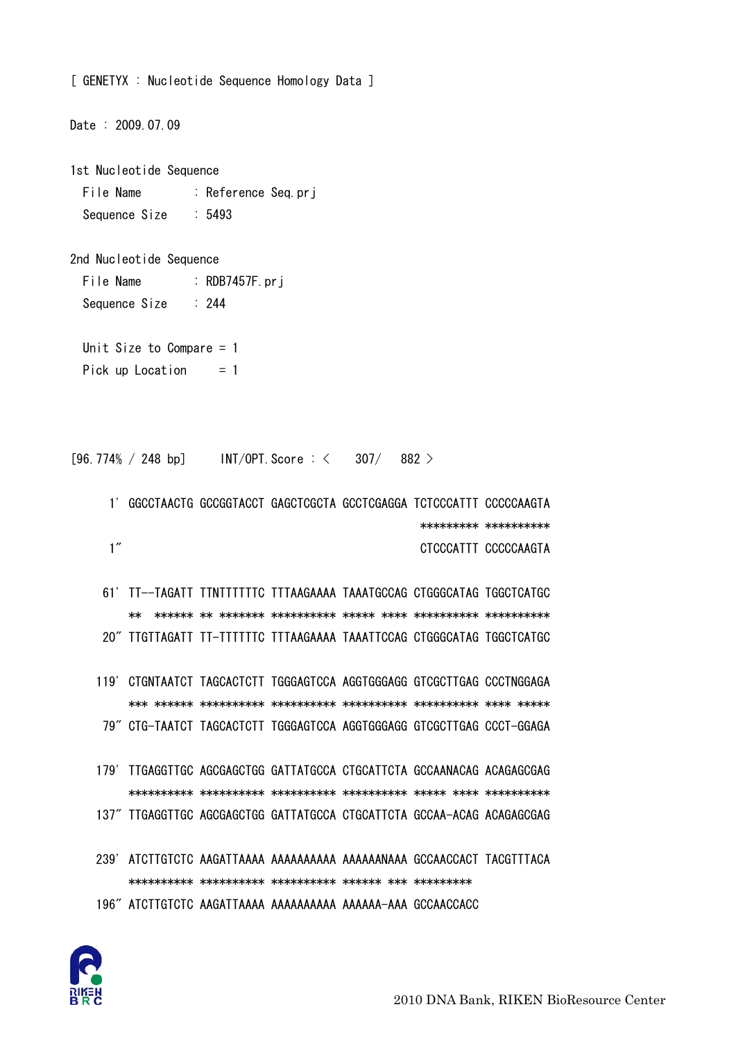[ GENETYX : Nucleotide Sequence Homology Data ]

Date : 2009.07.09

1st Nucleotide Sequence
  File Name : Reference Seq.prj
  Sequence Size : 5493

2nd Nucleotide Sequence
  File Name : RDB7457F.prj
  Sequence Size : 244

  Unit Size to Compare = 1
  Pick up Location = 1

[96.774% / 248 bp]   INT/OPT.Score : <  307/  882 >

```
  1' GGCCTAACTG GCCGGTACCT GAGCTCGCTA GCCTCGAGGA TCTCCCATTT CCCCCAAGTA
                                               ********* **********
  1"                                            CTCCCATTT CCCCCAAGTA

 61' TT--TAGATT TTNTTTTTTC TTTAAGAAAA TAAATGCCAG CTGGGCATAG TGGCTCATGC
     **  ****** ** ******* ********** ***** **** ********** **********
 20" TTGTTAGATT TT-TTTTTTC TTTAAGAAAA TAAATTCCAG CTGGGCATAG TGGCTCATGC

119' CTGNTAATCT TAGCACTCTT TGGGAGTCCA AGGTGGGAGG GTCGCTTGAG CCCTNGGAGA
     *** ****** ********** ********** ********** ********** **** *****
 79" CTG-TAATCT TAGCACTCTT TGGGAGTCCA AGGTGGGAGG GTCGCTTGAG CCCT-GGAGA

179' TTGAGGTTGC AGCGAGCTGG GATTATGCCA CTGCATTCTA GCCAANACAG ACAGAGCGAG
     ********** ********** ********** ********** ***** **** **********
137" TTGAGGTTGC AGCGAGCTGG GATTATGCCA CTGCATTCTA GCCAA-ACAG ACAGAGCGAG

239' ATCTTGTCTC AAGATTAAAA AAAAAAAAAA AAAAAANAAA GCCAACCACT TACGTTTACA
     ********** ********** ********** ****** *** *********
196" ATCTTGTCTC AAGATTAAAA AAAAAAAAAA AAAAAA-AAA GCCAACCACC
```

2010 DNA Bank, RIKEN BioResource Center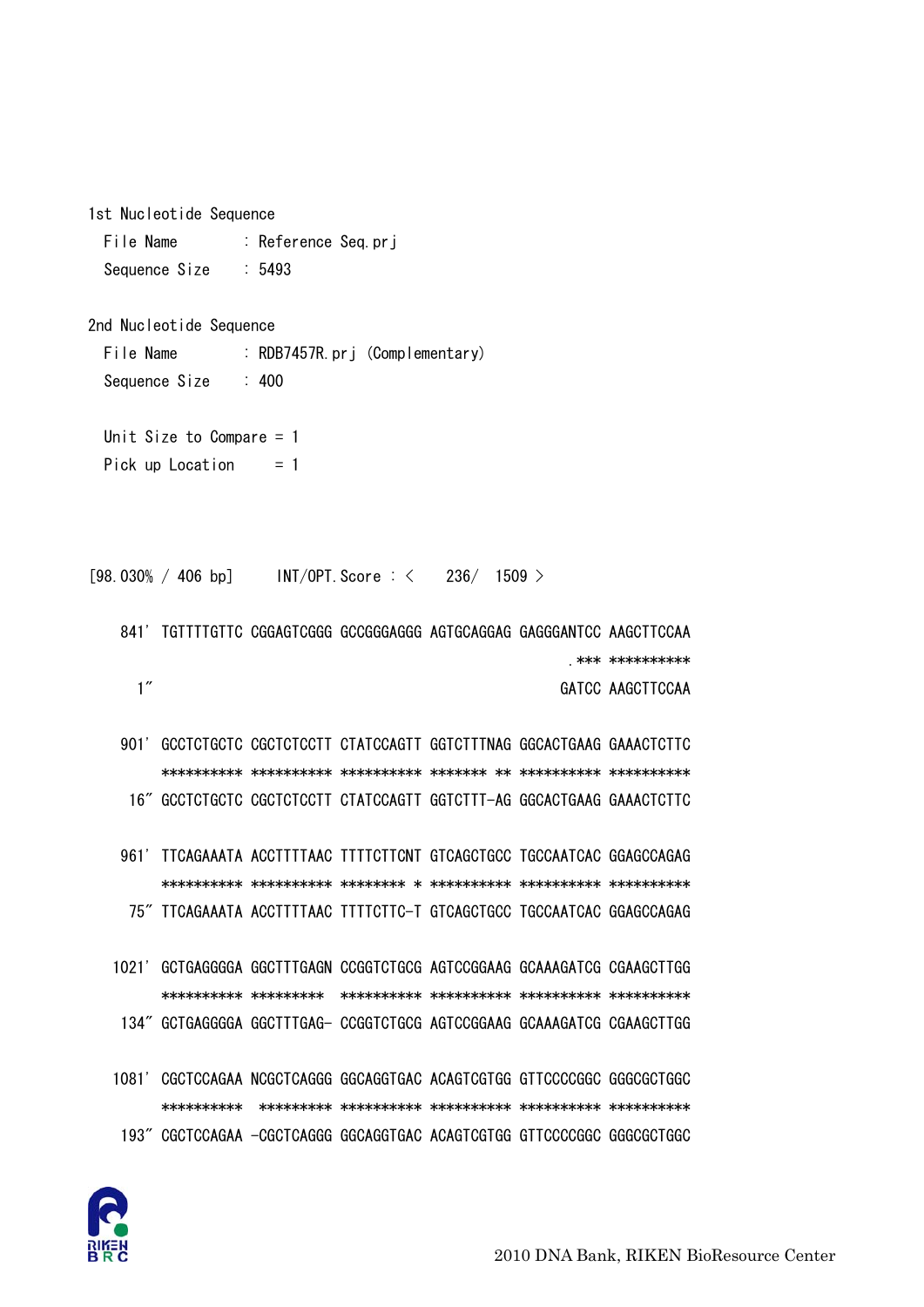1st Nucleotide Sequence

File Name : Reference Seq.prj

Sequence Size : 5493

2nd Nucleotide Sequence

File Name : RDB7457R.prj (Complementary)

Sequence Size : 400

Unit Size to Compare = 1

Pick up Location = 1

[98.030% / 406 bp] INT/OPT.Score : < 236/ 1509 >

```
 841' TGTTTTGTTC CGGAGTCGGG GCCGGGAGGG AGTGCAGGAG GAGGGANTCC AAGCTTCCAA
                                                    .*** **********
   1"                                                GATCC AAGCTTCCAA

 901' GCCTCTGCTC CGCTCTCCTT CTATCCAGTT GGTCTTTNAG GGCACTGAAG GAAACTCTTC
      ********** ********** ********** ******* ** ********** **********
  16" GCCTCTGCTC CGCTCTCCTT CTATCCAGTT GGTCTTT-AG GGCACTGAAG GAAACTCTTC

 961' TTCAGAAATA ACCTTTTAAC TTTTCTTCNT GTCAGCTGCC TGCCAATCAC GGAGCCAGAG
      ********** ********** ******** * ********** ********** **********
  75" TTCAGAAATA ACCTTTTAAC TTTTCTTC-T GTCAGCTGCC TGCCAATCAC GGAGCCAGAG

1021' GCTGAGGGGA GGCTTTGAGN CCGGTCTGCG AGTCCGGAAG GCAAAGATCG CGAAGCTTGG
      ********** *********  ********** ********** ********** **********
 134" GCTGAGGGGA GGCTTTGAG- CCGGTCTGCG AGTCCGGAAG GCAAAGATCG CGAAGCTTGG

1081' CGCTCCAGAA NCGCTCAGGG GGCAGGTGAC ACAGTCGTGG GTTCCCCGGC GGGCGCTGGC
      **********  ********* ********** ********** ********** **********
 193" CGCTCCAGAA -CGCTCAGGG GGCAGGTGAC ACAGTCGTGG GTTCCCCGGC GGGCGCTGGC
```

2010 DNA Bank, RIKEN BioResource Center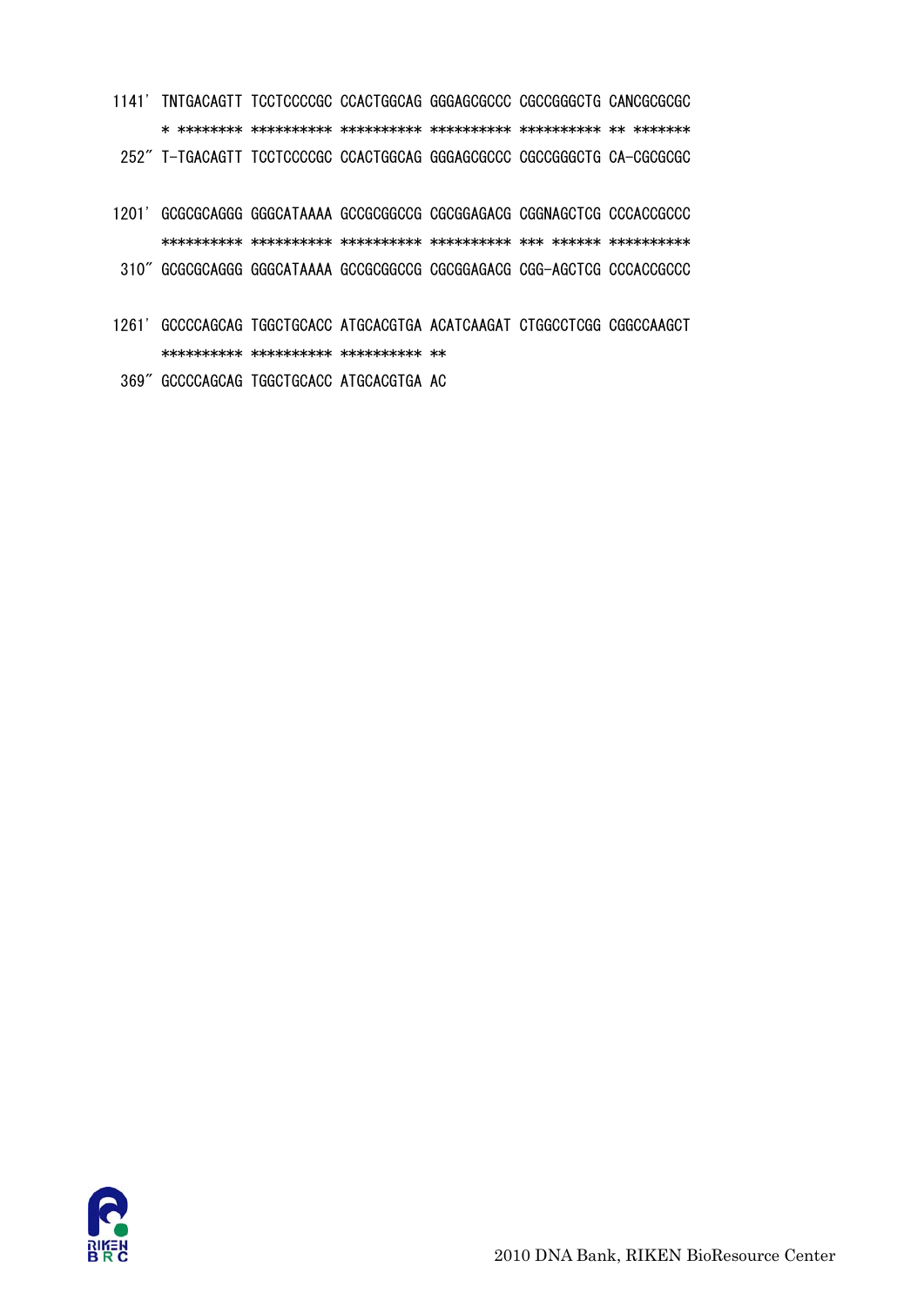```
1141' TNTGACAGTT TCCTCCCCGC CCACTGGCAG GGGAGCGCCC CGCCGGGCTG CANCGCGCGC
      * ******** ********** ********** ********** ********** ** *******
 252" T-TGACAGTT TCCTCCCCGC CCACTGGCAG GGGAGCGCCC CGCCGGGCTG CA-CGCGCGC

1201' GCGCGCAGGG GGGCATAAAA GCCGCGGCCG CGCGGAGACG CGGNAGCTCG CCCACCGCCC
      ********** ********** ********** ********** *** ****** **********
 310" GCGCGCAGGG GGGCATAAAA GCCGCGGCCG CGCGGAGACG CGG-AGCTCG CCCACCGCCC

1261' GCCCCAGCAG TGGCTGCACC ATGCACGTGA ACATCAAGAT CTGGCCTCGG CGGCCAAGCT
      ********** ********** ********** **
 369" GCCCCAGCAG TGGCTGCACC ATGCACGTGA AC
```

2010 DNA Bank, RIKEN BioResource Center